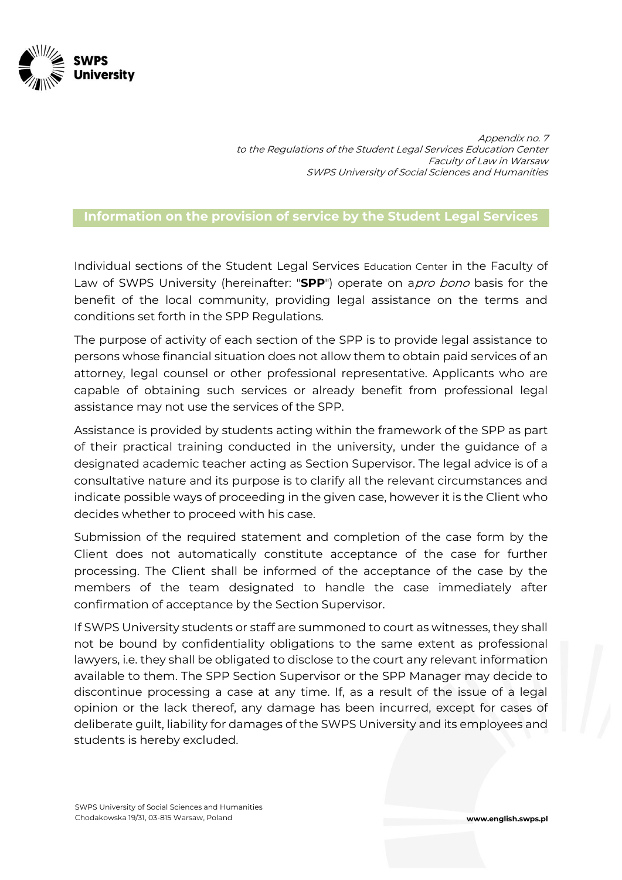*Appendix no. 7*
*to the Regulations of the Student Legal Services Education Center*
*Faculty of Law in Warsaw*
*SWPS University of Social Sciences and Humanities*

## Information on the provision of service by the Student Legal Services

Individual sections of the Student Legal Services Education Center in the Faculty of Law of SWPS University (hereinafter: "**SPP**") operate on a *pro bono* basis for the benefit of the local community, providing legal assistance on the terms and conditions set forth in the SPP Regulations.

The purpose of activity of each section of the SPP is to provide legal assistance to persons whose financial situation does not allow them to obtain paid services of an attorney, legal counsel or other professional representative. Applicants who are capable of obtaining such services or already benefit from professional legal assistance may not use the services of the SPP.

Assistance is provided by students acting within the framework of the SPP as part of their practical training conducted in the university, under the guidance of a designated academic teacher acting as Section Supervisor. The legal advice is of a consultative nature and its purpose is to clarify all the relevant circumstances and indicate possible ways of proceeding in the given case, however it is the Client who decides whether to proceed with his case.

Submission of the required statement and completion of the case form by the Client does not automatically constitute acceptance of the case for further processing. The Client shall be informed of the acceptance of the case by the members of the team designated to handle the case immediately after confirmation of acceptance by the Section Supervisor.

If SWPS University students or staff are summoned to court as witnesses, they shall not be bound by confidentiality obligations to the same extent as professional lawyers, i.e. they shall be obligated to disclose to the court any relevant information available to them. The SPP Section Supervisor or the SPP Manager may decide to discontinue processing a case at any time. If, as a result of the issue of a legal opinion or the lack thereof, any damage has been incurred, except for cases of deliberate guilt, liability for damages of the SWPS University and its employees and students is hereby excluded.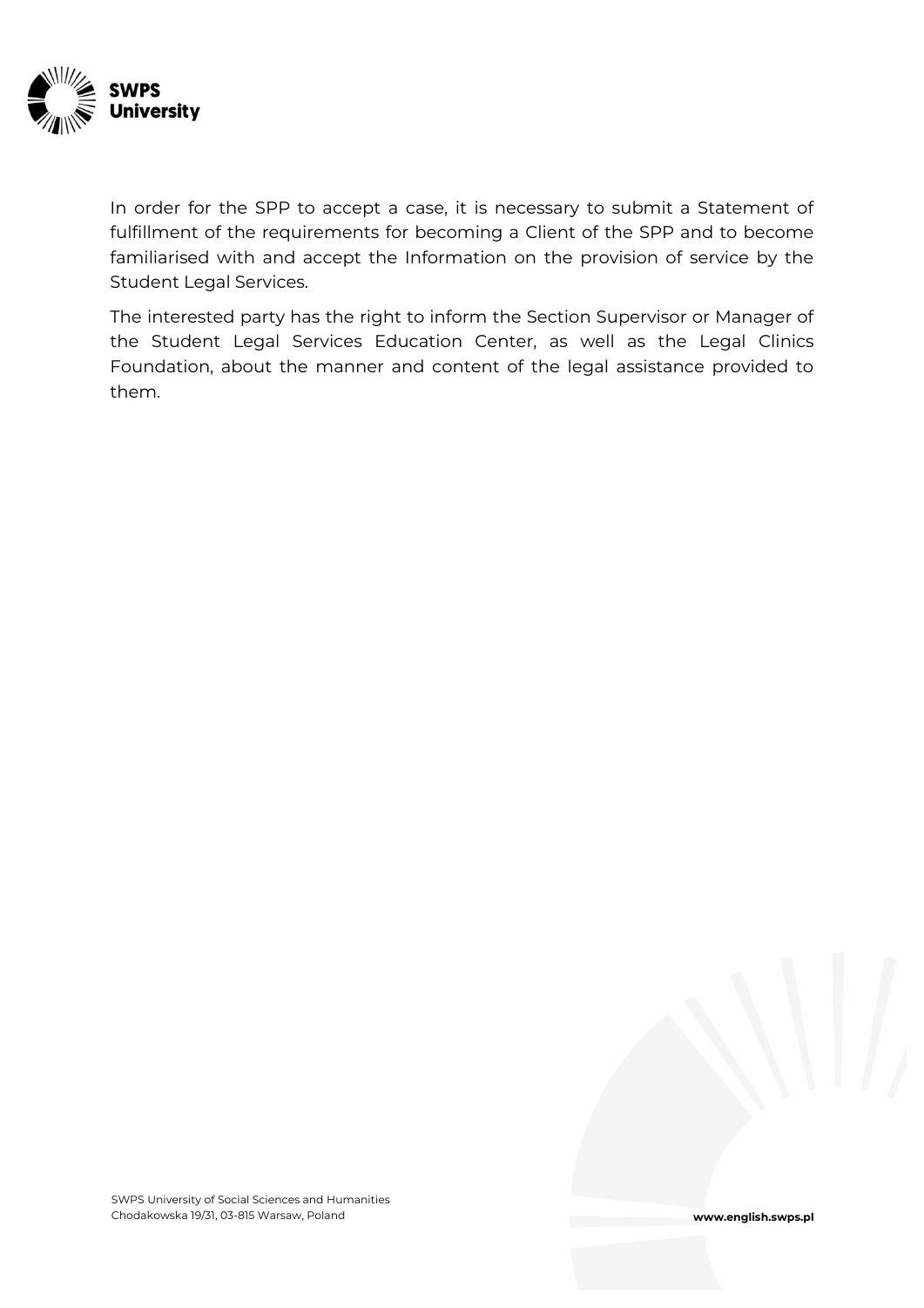In order for the SPP to accept a case, it is necessary to submit a Statement of fulfillment of the requirements for becoming a Client of the SPP and to become familiarised with and accept the Information on the provision of service by the Student Legal Services.

The interested party has the right to inform the Section Supervisor or Manager of the Student Legal Services Education Center, as well as the Legal Clinics Foundation, about the manner and content of the legal assistance provided to them.